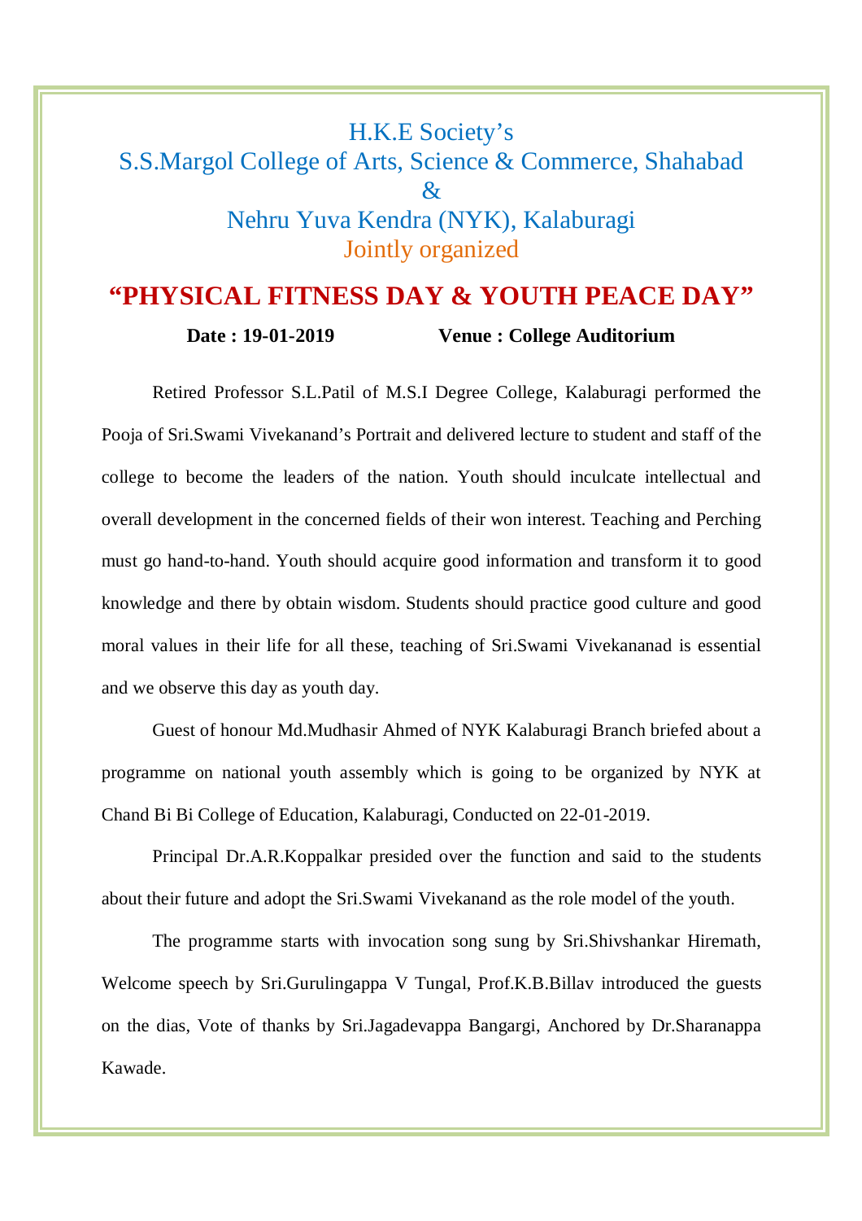H.K.E Society's

S.S.Margol College of Arts, Science & Commerce, Shahabad

&

Nehru Yuva Kendra (NYK), Kalaburagi

Jointly organized

# "PHYSICAL FITNESS DAY & YOUTH PEACE DAY"

**Date : 19-01-2019** **Venue : College Auditorium**

Retired Professor S.L.Patil of M.S.I Degree College, Kalaburagi performed the Pooja of Sri.Swami Vivekanand's Portrait and delivered lecture to student and staff of the college to become the leaders of the nation. Youth should inculcate intellectual and overall development in the concerned fields of their won interest. Teaching and Perching must go hand-to-hand. Youth should acquire good information and transform it to good knowledge and there by obtain wisdom. Students should practice good culture and good moral values in their life for all these, teaching of Sri.Swami Vivekananad is essential and we observe this day as youth day.

Guest of honour Md.Mudhasir Ahmed of NYK Kalaburagi Branch briefed about a programme on national youth assembly which is going to be organized by NYK at Chand Bi Bi College of Education, Kalaburagi, Conducted on 22-01-2019.

Principal Dr.A.R.Koppalkar presided over the function and said to the students about their future and adopt the Sri.Swami Vivekanand as the role model of the youth.

The programme starts with invocation song sung by Sri.Shivshankar Hiremath, Welcome speech by Sri.Gurulingappa V Tungal, Prof.K.B.Billav introduced the guests on the dias, Vote of thanks by Sri.Jagadevappa Bangargi, Anchored by Dr.Sharanappa Kawade.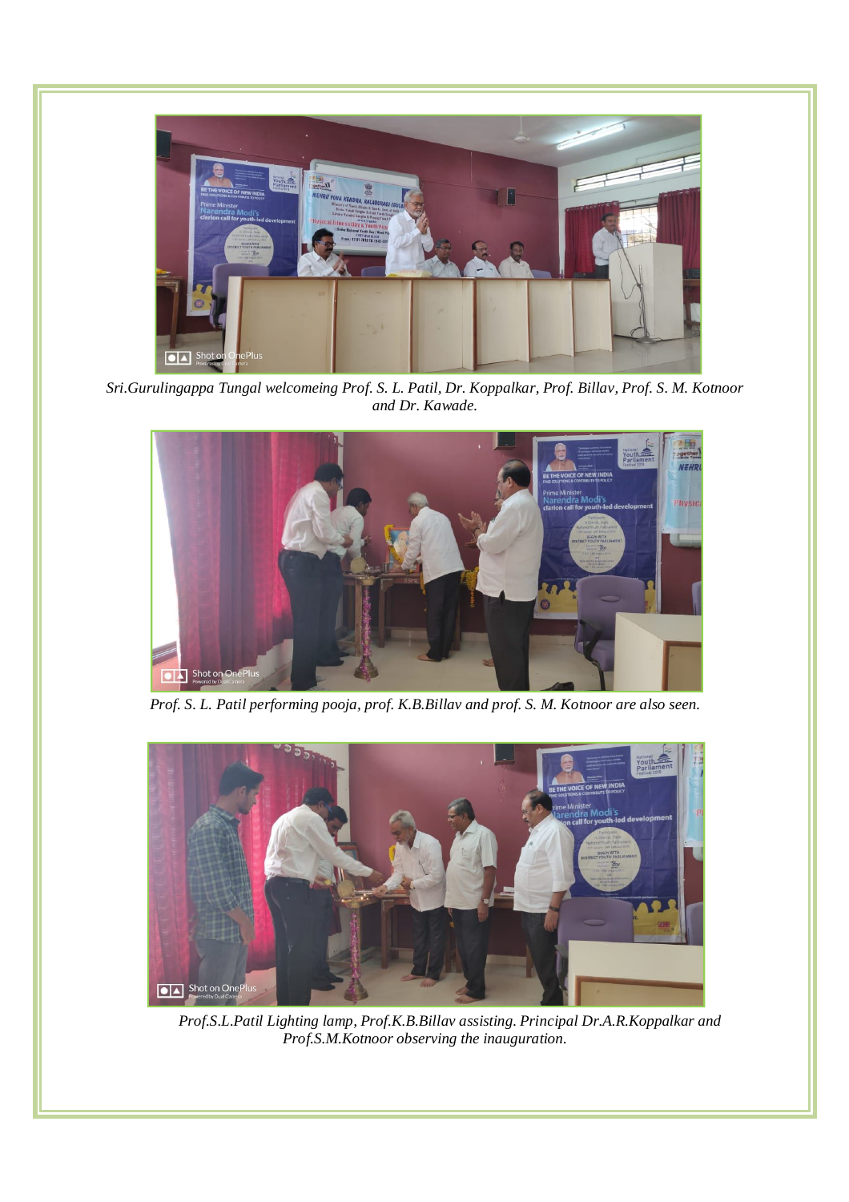*Sri.Gurulingappa Tungal welcomeing Prof. S. L. Patil, Dr. Koppalkar, Prof. Billav, Prof. S. M. Kotnoor and Dr. Kawade.*

*Prof. S. L. Patil performing pooja, prof. K.B.Billav and prof. S. M. Kotnoor are also seen.*

*Prof.S.L.Patil Lighting lamp, Prof.K.B.Billav assisting. Principal Dr.A.R.Koppalkar and Prof.S.M.Kotnoor observing the inauguration.*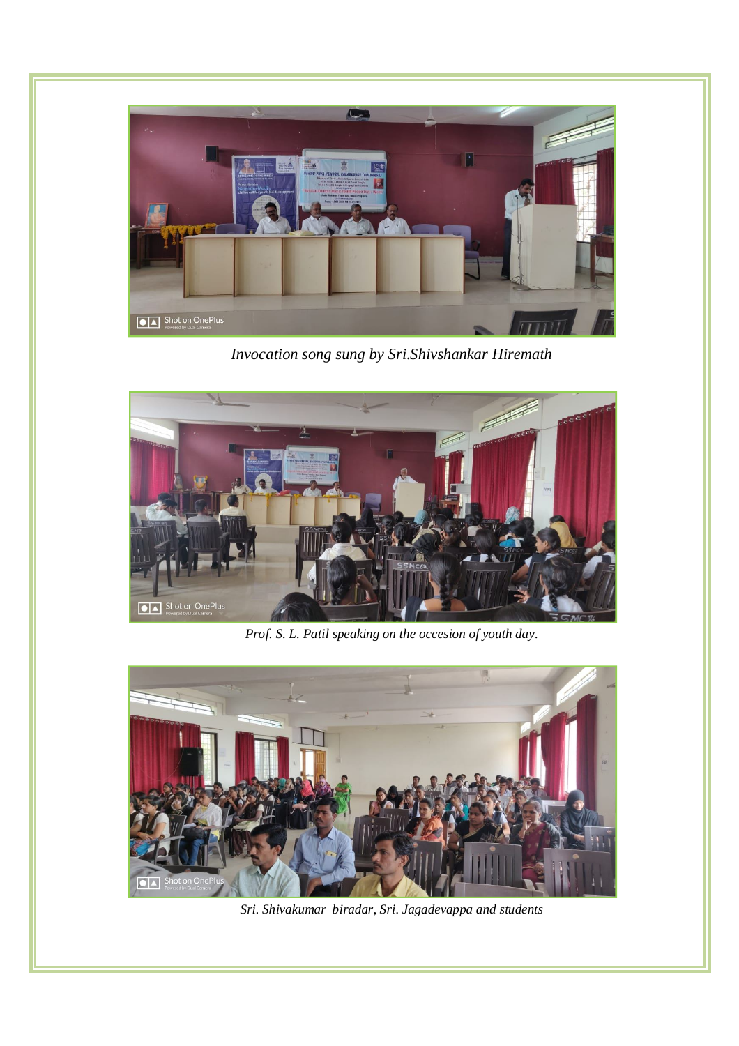*Invocation song sung by Sri.Shivshankar Hiremath*

*Prof. S. L. Patil speaking on the occesion of youth day.*

*Sri. Shivakumar biradar, Sri. Jagadevappa and students*